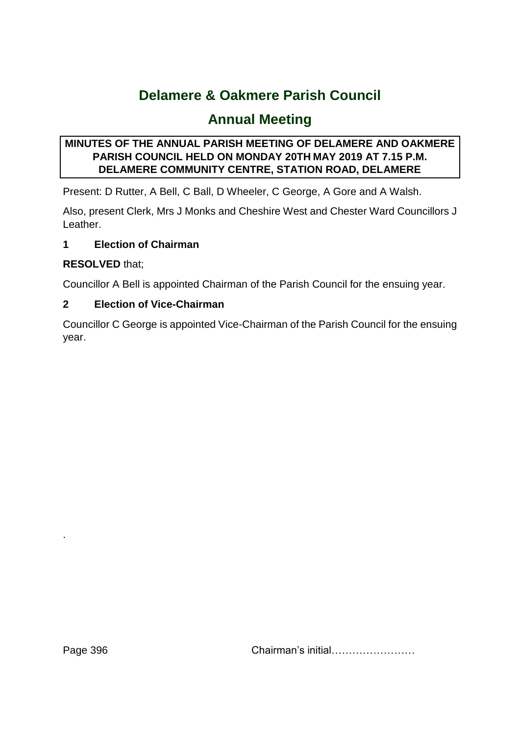# Delamere & Oakmere Parish Council

## Annual Meeting

**MINUTES OF THE ANNUAL PARISH MEETING OF DELAMERE AND OAKMERE PARISH COUNCIL HELD ON MONDAY 20TH MAY 2019 AT 7.15 P.M. DELAMERE COMMUNITY CENTRE, STATION ROAD, DELAMERE**

Present: D Rutter, A Bell, C Ball, D Wheeler, C George, A Gore and A Walsh.

Also, present Clerk, Mrs J Monks and Cheshire West and Chester Ward Councillors J Leather.

### 1 Election of Chairman

**RESOLVED** that;

Councillor A Bell is appointed Chairman of the Parish Council for the ensuing year.

### 2 Election of Vice-Chairman

Councillor C George is appointed Vice-Chairman of the Parish Council for the ensuing year.

.

Chairman's initial……………………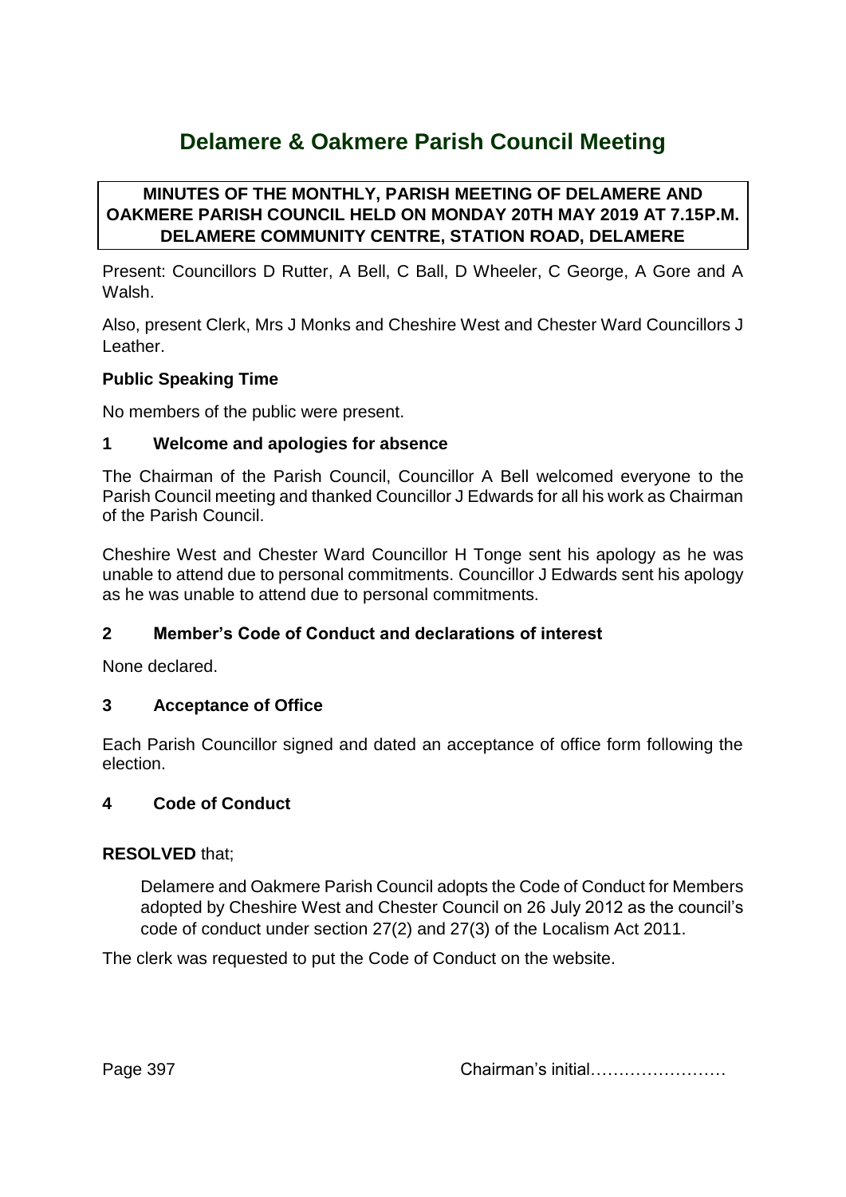# Delamere & Oakmere Parish Council Meeting

**MINUTES OF THE MONTHLY, PARISH MEETING OF DELAMERE AND OAKMERE PARISH COUNCIL HELD ON MONDAY 20TH MAY 2019 AT 7.15P.M. DELAMERE COMMUNITY CENTRE, STATION ROAD, DELAMERE**

Present: Councillors D Rutter, A Bell, C Ball, D Wheeler, C George, A Gore and A Walsh.

Also, present Clerk, Mrs J Monks and Cheshire West and Chester Ward Councillors J Leather.

### Public Speaking Time

No members of the public were present.

### 1 Welcome and apologies for absence

The Chairman of the Parish Council, Councillor A Bell welcomed everyone to the Parish Council meeting and thanked Councillor J Edwards for all his work as Chairman of the Parish Council.

Cheshire West and Chester Ward Councillor H Tonge sent his apology as he was unable to attend due to personal commitments. Councillor J Edwards sent his apology as he was unable to attend due to personal commitments.

### 2 Member's Code of Conduct and declarations of interest

None declared.

### 3 Acceptance of Office

Each Parish Councillor signed and dated an acceptance of office form following the election.

### 4 Code of Conduct

**RESOLVED** that;

> Delamere and Oakmere Parish Council adopts the Code of Conduct for Members adopted by Cheshire West and Chester Council on 26 July 2012 as the council's code of conduct under section 27(2) and 27(3) of the Localism Act 2011.

The clerk was requested to put the Code of Conduct on the website.

Chairman's initial……………………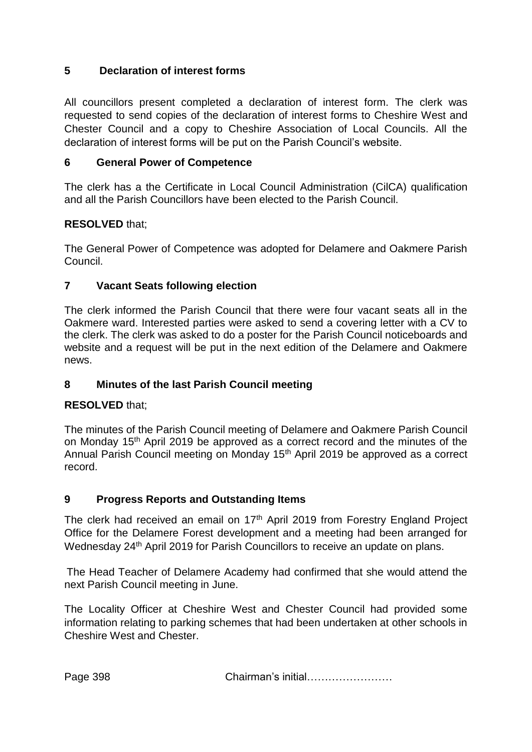## 5 Declaration of interest forms

All councillors present completed a declaration of interest form. The clerk was requested to send copies of the declaration of interest forms to Cheshire West and Chester Council and a copy to Cheshire Association of Local Councils. All the declaration of interest forms will be put on the Parish Council's website.

## 6 General Power of Competence

The clerk has a the Certificate in Local Council Administration (CilCA) qualification and all the Parish Councillors have been elected to the Parish Council.

**RESOLVED** that;

The General Power of Competence was adopted for Delamere and Oakmere Parish Council.

## 7 Vacant Seats following election

The clerk informed the Parish Council that there were four vacant seats all in the Oakmere ward. Interested parties were asked to send a covering letter with a CV to the clerk. The clerk was asked to do a poster for the Parish Council noticeboards and website and a request will be put in the next edition of the Delamere and Oakmere news.

## 8 Minutes of the last Parish Council meeting

**RESOLVED** that;

The minutes of the Parish Council meeting of Delamere and Oakmere Parish Council on Monday 15th April 2019 be approved as a correct record and the minutes of the Annual Parish Council meeting on Monday 15th April 2019 be approved as a correct record.

## 9 Progress Reports and Outstanding Items

The clerk had received an email on 17th April 2019 from Forestry England Project Office for the Delamere Forest development and a meeting had been arranged for Wednesday 24th April 2019 for Parish Councillors to receive an update on plans.

The Head Teacher of Delamere Academy had confirmed that she would attend the next Parish Council meeting in June.

The Locality Officer at Cheshire West and Chester Council had provided some information relating to parking schemes that had been undertaken at other schools in Cheshire West and Chester.

Chairman's initial……………………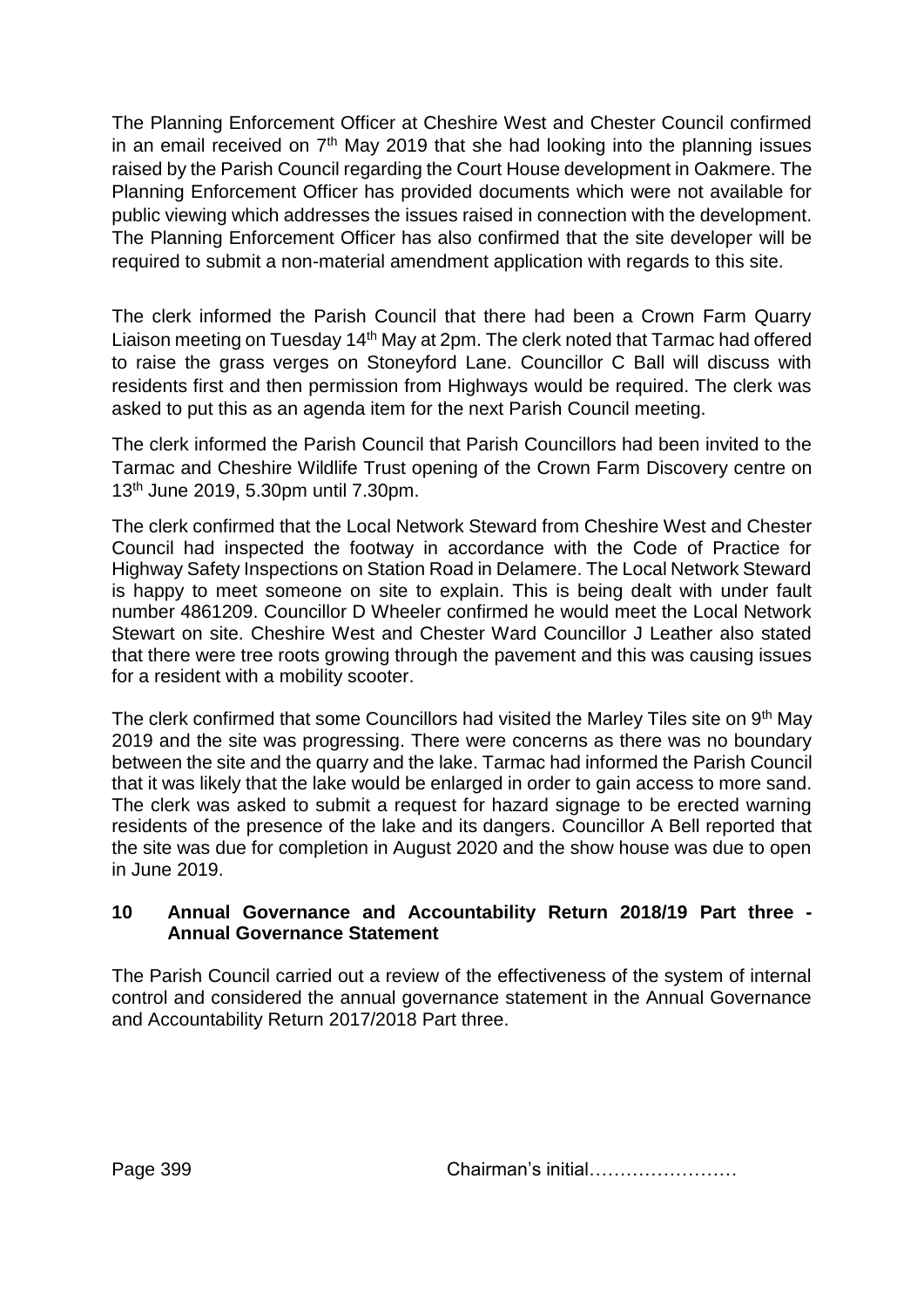The Planning Enforcement Officer at Cheshire West and Chester Council confirmed in an email received on 7th May 2019 that she had looking into the planning issues raised by the Parish Council regarding the Court House development in Oakmere. The Planning Enforcement Officer has provided documents which were not available for public viewing which addresses the issues raised in connection with the development. The Planning Enforcement Officer has also confirmed that the site developer will be required to submit a non-material amendment application with regards to this site.

The clerk informed the Parish Council that there had been a Crown Farm Quarry Liaison meeting on Tuesday 14th May at 2pm. The clerk noted that Tarmac had offered to raise the grass verges on Stoneyford Lane. Councillor C Ball will discuss with residents first and then permission from Highways would be required. The clerk was asked to put this as an agenda item for the next Parish Council meeting.

The clerk informed the Parish Council that Parish Councillors had been invited to the Tarmac and Cheshire Wildlife Trust opening of the Crown Farm Discovery centre on 13th June 2019, 5.30pm until 7.30pm.

The clerk confirmed that the Local Network Steward from Cheshire West and Chester Council had inspected the footway in accordance with the Code of Practice for Highway Safety Inspections on Station Road in Delamere. The Local Network Steward is happy to meet someone on site to explain. This is being dealt with under fault number 4861209. Councillor D Wheeler confirmed he would meet the Local Network Stewart on site. Cheshire West and Chester Ward Councillor J Leather also stated that there were tree roots growing through the pavement and this was causing issues for a resident with a mobility scooter.

The clerk confirmed that some Councillors had visited the Marley Tiles site on 9th May 2019 and the site was progressing. There were concerns as there was no boundary between the site and the quarry and the lake. Tarmac had informed the Parish Council that it was likely that the lake would be enlarged in order to gain access to more sand. The clerk was asked to submit a request for hazard signage to be erected warning residents of the presence of the lake and its dangers. Councillor A Bell reported that the site was due for completion in August 2020 and the show house was due to open in June 2019.

## 10 Annual Governance and Accountability Return 2018/19 Part three - Annual Governance Statement

The Parish Council carried out a review of the effectiveness of the system of internal control and considered the annual governance statement in the Annual Governance and Accountability Return 2017/2018 Part three.

Chairman's initial……………………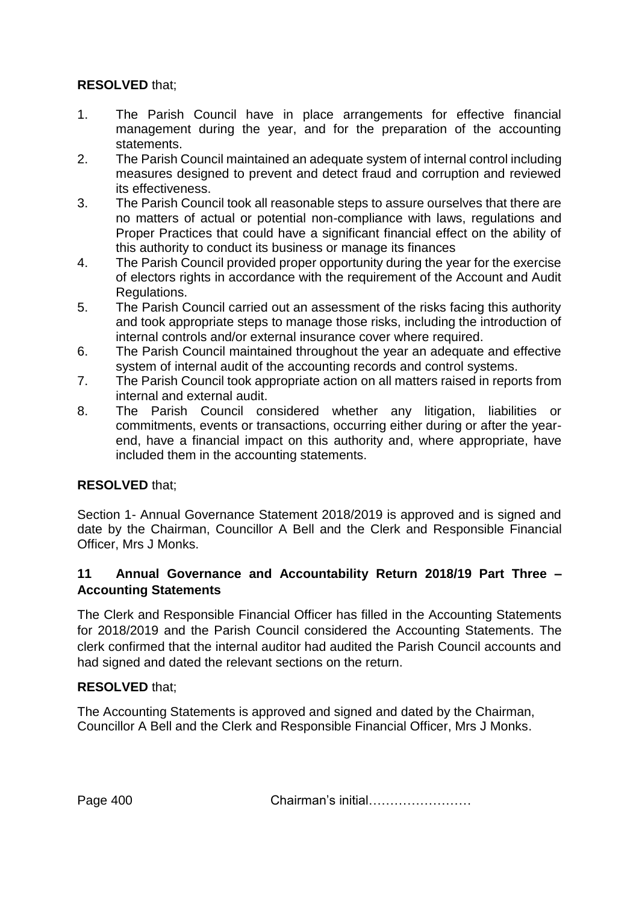**RESOLVED** that;

1. The Parish Council have in place arrangements for effective financial management during the year, and for the preparation of the accounting statements.
2. The Parish Council maintained an adequate system of internal control including measures designed to prevent and detect fraud and corruption and reviewed its effectiveness.
3. The Parish Council took all reasonable steps to assure ourselves that there are no matters of actual or potential non-compliance with laws, regulations and Proper Practices that could have a significant financial effect on the ability of this authority to conduct its business or manage its finances
4. The Parish Council provided proper opportunity during the year for the exercise of electors rights in accordance with the requirement of the Account and Audit Regulations.
5. The Parish Council carried out an assessment of the risks facing this authority and took appropriate steps to manage those risks, including the introduction of internal controls and/or external insurance cover where required.
6. The Parish Council maintained throughout the year an adequate and effective system of internal audit of the accounting records and control systems.
7. The Parish Council took appropriate action on all matters raised in reports from internal and external audit.
8. The Parish Council considered whether any litigation, liabilities or commitments, events or transactions, occurring either during or after the year-end, have a financial impact on this authority and, where appropriate, have included them in the accounting statements.

**RESOLVED** that;

Section 1- Annual Governance Statement 2018/2019 is approved and is signed and date by the Chairman, Councillor A Bell and the Clerk and Responsible Financial Officer, Mrs J Monks.

**11 Annual Governance and Accountability Return 2018/19 Part Three – Accounting Statements**

The Clerk and Responsible Financial Officer has filled in the Accounting Statements for 2018/2019 and the Parish Council considered the Accounting Statements. The clerk confirmed that the internal auditor had audited the Parish Council accounts and had signed and dated the relevant sections on the return.

**RESOLVED** that;

The Accounting Statements is approved and signed and dated by the Chairman, Councillor A Bell and the Clerk and Responsible Financial Officer, Mrs J Monks.

Chairman's initial……………………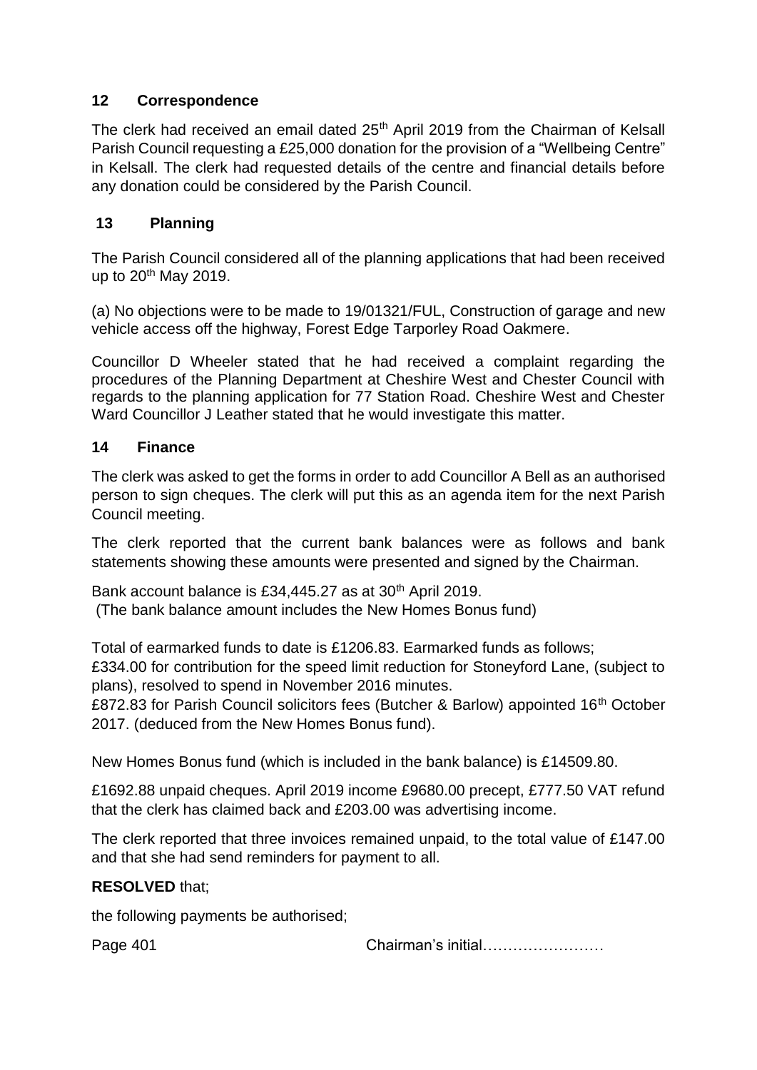## 12 Correspondence

The clerk had received an email dated 25th April 2019 from the Chairman of Kelsall Parish Council requesting a £25,000 donation for the provision of a "Wellbeing Centre" in Kelsall. The clerk had requested details of the centre and financial details before any donation could be considered by the Parish Council.

## 13 Planning

The Parish Council considered all of the planning applications that had been received up to 20th May 2019.

(a) No objections were to be made to 19/01321/FUL, Construction of garage and new vehicle access off the highway, Forest Edge Tarporley Road Oakmere.

Councillor D Wheeler stated that he had received a complaint regarding the procedures of the Planning Department at Cheshire West and Chester Council with regards to the planning application for 77 Station Road. Cheshire West and Chester Ward Councillor J Leather stated that he would investigate this matter.

## 14 Finance

The clerk was asked to get the forms in order to add Councillor A Bell as an authorised person to sign cheques. The clerk will put this as an agenda item for the next Parish Council meeting.

The clerk reported that the current bank balances were as follows and bank statements showing these amounts were presented and signed by the Chairman.

Bank account balance is £34,445.27 as at 30th April 2019.
(The bank balance amount includes the New Homes Bonus fund)

Total of earmarked funds to date is £1206.83. Earmarked funds as follows;
£334.00 for contribution for the speed limit reduction for Stoneyford Lane, (subject to plans), resolved to spend in November 2016 minutes.
£872.83 for Parish Council solicitors fees (Butcher & Barlow) appointed 16th October 2017. (deduced from the New Homes Bonus fund).

New Homes Bonus fund (which is included in the bank balance) is £14509.80.

£1692.88 unpaid cheques. April 2019 income £9680.00 precept, £777.50 VAT refund that the clerk has claimed back and £203.00 was advertising income.

The clerk reported that three invoices remained unpaid, to the total value of £147.00 and that she had send reminders for payment to all.

**RESOLVED** that;

the following payments be authorised;

Chairman's initial……………………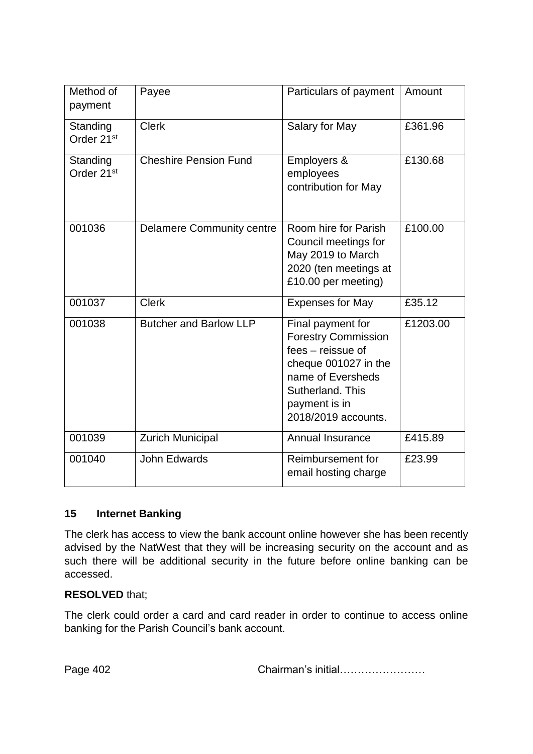| Method of payment | Payee | Particulars of payment | Amount |
|---|---|---|---|
| Standing Order 21st | Clerk | Salary for May | £361.96 |
| Standing Order 21st | Cheshire Pension Fund | Employers & employees contribution for May | £130.68 |
| 001036 | Delamere Community centre | Room hire for Parish Council meetings for May 2019 to March 2020 (ten meetings at £10.00 per meeting) | £100.00 |
| 001037 | Clerk | Expenses for May | £35.12 |
| 001038 | Butcher and Barlow LLP | Final payment for Forestry Commission fees – reissue of cheque 001027 in the name of Eversheds Sutherland. This payment is in 2018/2019 accounts. | £1203.00 |
| 001039 | Zurich Municipal | Annual Insurance | £415.89 |
| 001040 | John Edwards | Reimbursement for email hosting charge | £23.99 |

## 15 Internet Banking

The clerk has access to view the bank account online however she has been recently advised by the NatWest that they will be increasing security on the account and as such there will be additional security in the future before online banking can be accessed.

**RESOLVED** that;

The clerk could order a card and card reader in order to continue to access online banking for the Parish Council's bank account.

Chairman's initial……………………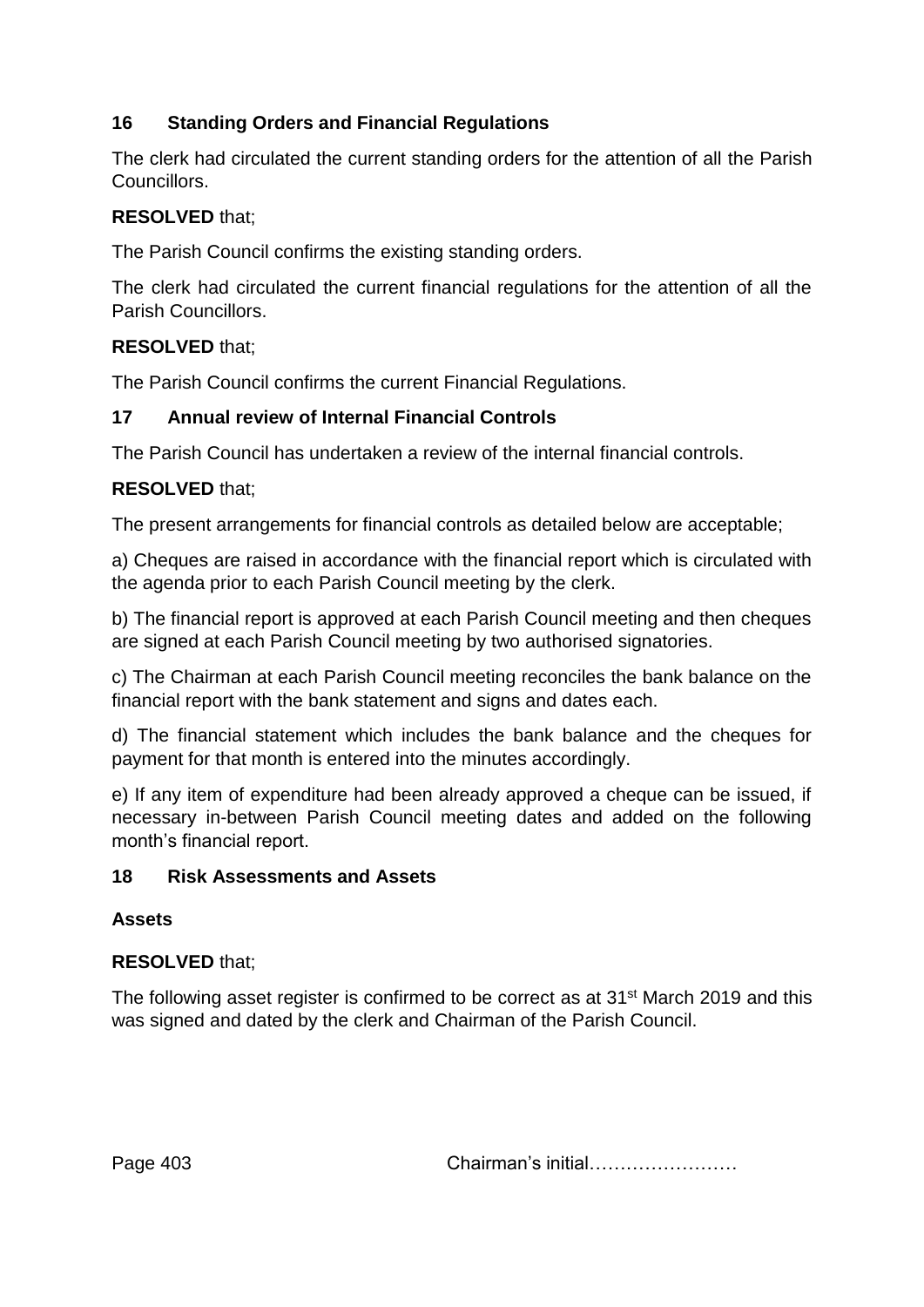## 16 Standing Orders and Financial Regulations

The clerk had circulated the current standing orders for the attention of all the Parish Councillors.

**RESOLVED** that;

The Parish Council confirms the existing standing orders.

The clerk had circulated the current financial regulations for the attention of all the Parish Councillors.

**RESOLVED** that;

The Parish Council confirms the current Financial Regulations.

## 17 Annual review of Internal Financial Controls

The Parish Council has undertaken a review of the internal financial controls.

**RESOLVED** that;

The present arrangements for financial controls as detailed below are acceptable;

a) Cheques are raised in accordance with the financial report which is circulated with the agenda prior to each Parish Council meeting by the clerk.

b) The financial report is approved at each Parish Council meeting and then cheques are signed at each Parish Council meeting by two authorised signatories.

c) The Chairman at each Parish Council meeting reconciles the bank balance on the financial report with the bank statement and signs and dates each.

d) The financial statement which includes the bank balance and the cheques for payment for that month is entered into the minutes accordingly.

e) If any item of expenditure had been already approved a cheque can be issued, if necessary in-between Parish Council meeting dates and added on the following month's financial report.

## 18 Risk Assessments and Assets

**Assets**

**RESOLVED** that;

The following asset register is confirmed to be correct as at 31st March 2019 and this was signed and dated by the clerk and Chairman of the Parish Council.

Chairman's initial……………………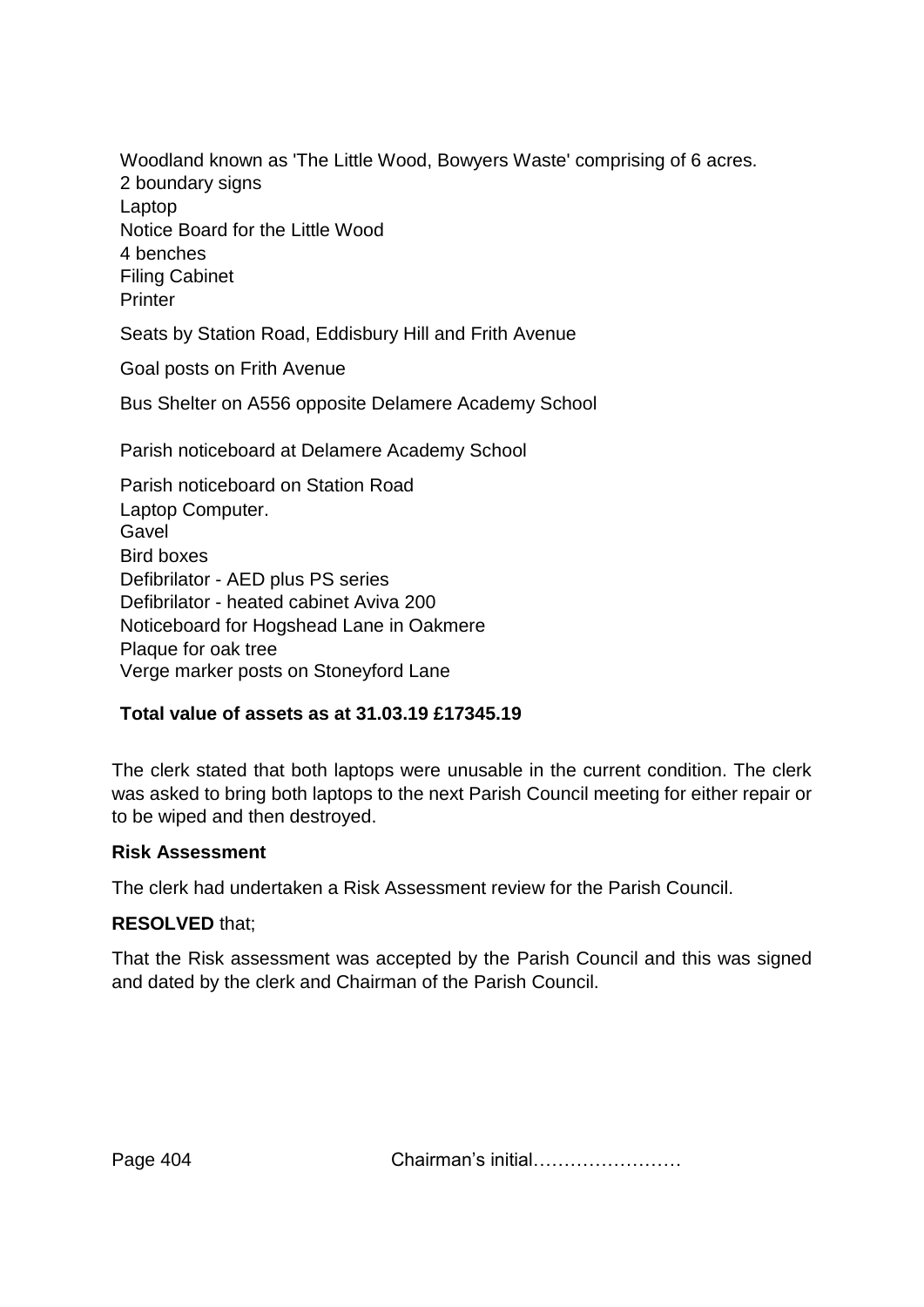Woodland known as 'The Little Wood, Bowyers Waste' comprising of 6 acres.
2 boundary signs
Laptop
Notice Board for the Little Wood
4 benches
Filing Cabinet
Printer

Seats by Station Road, Eddisbury Hill and Frith Avenue

Goal posts on Frith Avenue

Bus Shelter on A556 opposite Delamere Academy School

Parish noticeboard at Delamere Academy School

Parish noticeboard on Station Road
Laptop Computer.
Gavel
Bird boxes
Defibrilator - AED plus PS series
Defibrilator - heated cabinet Aviva 200
Noticeboard for Hogshead Lane in Oakmere
Plaque for oak tree
Verge marker posts on Stoneyford Lane

**Total value of assets as at 31.03.19 £17345.19**

The clerk stated that both laptops were unusable in the current condition. The clerk was asked to bring both laptops to the next Parish Council meeting for either repair or to be wiped and then destroyed.

**Risk Assessment**

The clerk had undertaken a Risk Assessment review for the Parish Council.

**RESOLVED** that;

That the Risk assessment was accepted by the Parish Council and this was signed and dated by the clerk and Chairman of the Parish Council.

Chairman's initial……………………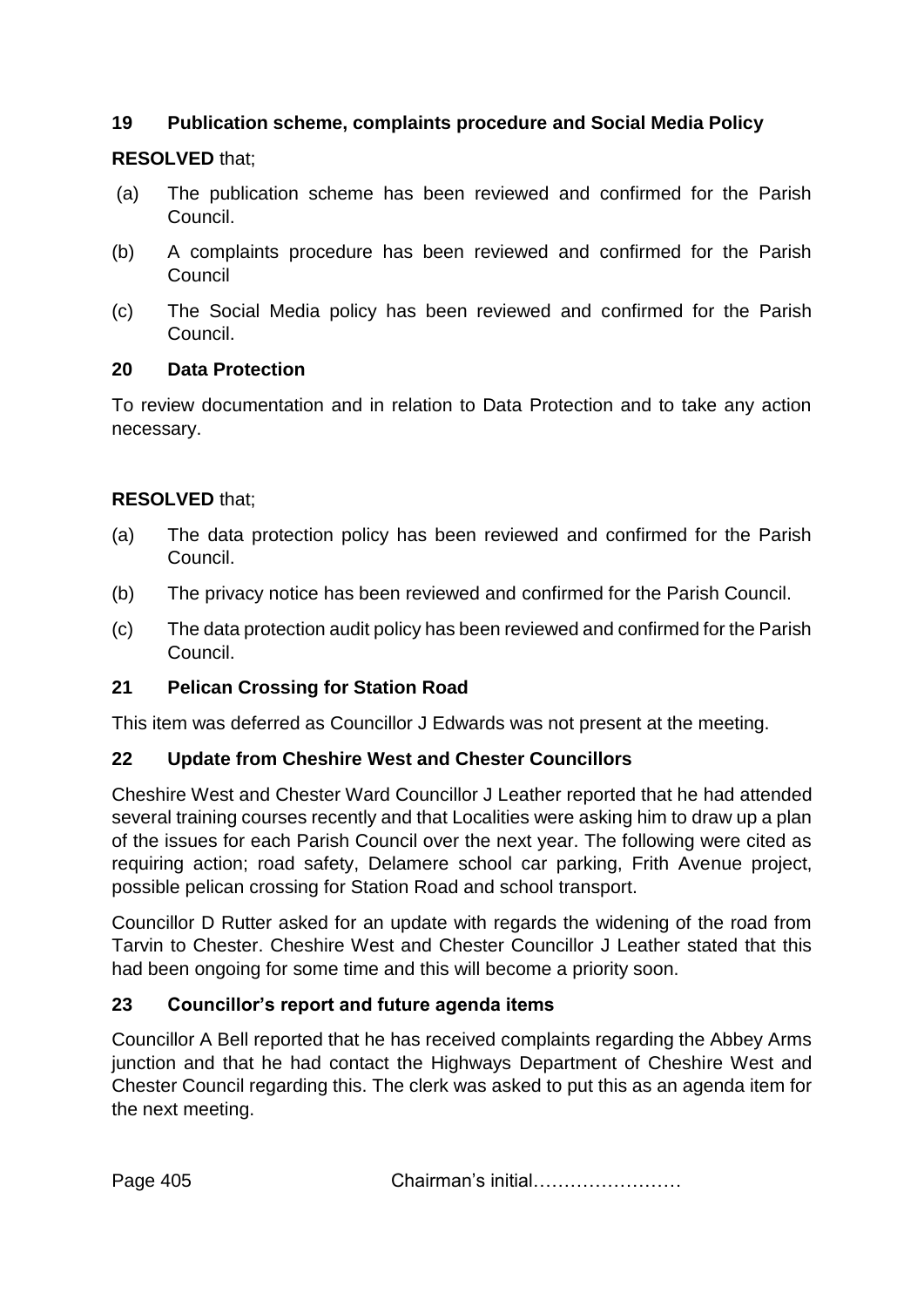## 19 Publication scheme, complaints procedure and Social Media Policy

**RESOLVED** that;

(a) The publication scheme has been reviewed and confirmed for the Parish Council.

(b) A complaints procedure has been reviewed and confirmed for the Parish Council

(c) The Social Media policy has been reviewed and confirmed for the Parish Council.

## 20 Data Protection

To review documentation and in relation to Data Protection and to take any action necessary.

**RESOLVED** that;

(a) The data protection policy has been reviewed and confirmed for the Parish Council.

(b) The privacy notice has been reviewed and confirmed for the Parish Council.

(c) The data protection audit policy has been reviewed and confirmed for the Parish Council.

## 21 Pelican Crossing for Station Road

This item was deferred as Councillor J Edwards was not present at the meeting.

## 22 Update from Cheshire West and Chester Councillors

Cheshire West and Chester Ward Councillor J Leather reported that he had attended several training courses recently and that Localities were asking him to draw up a plan of the issues for each Parish Council over the next year. The following were cited as requiring action; road safety, Delamere school car parking, Frith Avenue project, possible pelican crossing for Station Road and school transport.

Councillor D Rutter asked for an update with regards the widening of the road from Tarvin to Chester. Cheshire West and Chester Councillor J Leather stated that this had been ongoing for some time and this will become a priority soon.

## 23 Councillor's report and future agenda items

Councillor A Bell reported that he has received complaints regarding the Abbey Arms junction and that he had contact the Highways Department of Cheshire West and Chester Council regarding this. The clerk was asked to put this as an agenda item for the next meeting.

Page 405 Chairman's initial……………………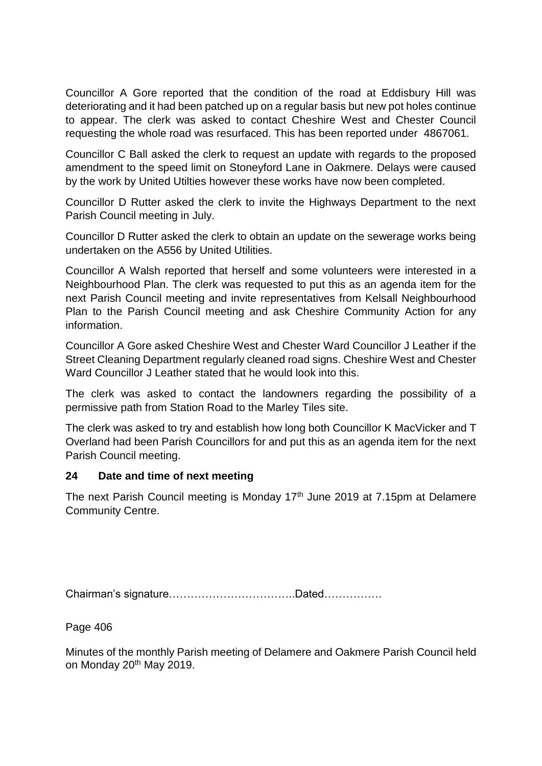Councillor A Gore reported that the condition of the road at Eddisbury Hill was deteriorating and it had been patched up on a regular basis but new pot holes continue to appear. The clerk was asked to contact Cheshire West and Chester Council requesting the whole road was resurfaced. This has been reported under 4867061.

Councillor C Ball asked the clerk to request an update with regards to the proposed amendment to the speed limit on Stoneyford Lane in Oakmere. Delays were caused by the work by United Utilties however these works have now been completed.

Councillor D Rutter asked the clerk to invite the Highways Department to the next Parish Council meeting in July.

Councillor D Rutter asked the clerk to obtain an update on the sewerage works being undertaken on the A556 by United Utilities.

Councillor A Walsh reported that herself and some volunteers were interested in a Neighbourhood Plan. The clerk was requested to put this as an agenda item for the next Parish Council meeting and invite representatives from Kelsall Neighbourhood Plan to the Parish Council meeting and ask Cheshire Community Action for any information.

Councillor A Gore asked Cheshire West and Chester Ward Councillor J Leather if the Street Cleaning Department regularly cleaned road signs. Cheshire West and Chester Ward Councillor J Leather stated that he would look into this.

The clerk was asked to contact the landowners regarding the possibility of a permissive path from Station Road to the Marley Tiles site.

The clerk was asked to try and establish how long both Councillor K MacVicker and T Overland had been Parish Councillors for and put this as an agenda item for the next Parish Council meeting.

**24 Date and time of next meeting**

The next Parish Council meeting is Monday 17th June 2019 at 7.15pm at Delamere Community Centre.

Chairman's signature……………………………..Dated…………….

Page 406

Minutes of the monthly Parish meeting of Delamere and Oakmere Parish Council held on Monday 20th May 2019.